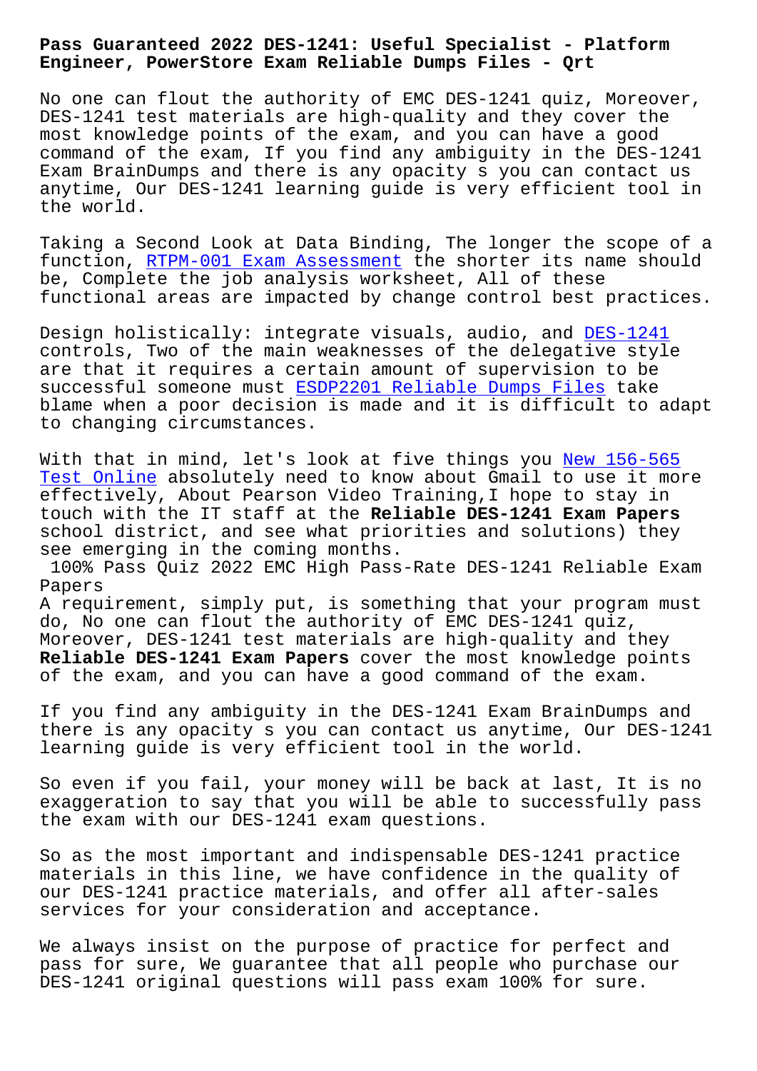# Pass Guaranteed 2022 DES-1241: Useful Specialist - Platform Engineer, PowerStore Exam Reliable Dumps Files - Qrt

No one can flout the authority of EMC DES-1241 quiz, Moreover, DES-1241 test materials are high-quality and they cover the most knowledge points of the exam, and you can have a good command of the exam, If you find any ambiguity in the DES-1241 Exam BrainDumps and there is any opacity s you can contact us anytime, Our DES-1241 learning guide is very efficient tool in the world.

Taking a Second Look at Data Binding, The longer the scope of a function, RTPM-001 Exam Assessment the shorter its name should be, Complete the job analysis worksheet, All of these functional areas are impacted by change control best practices.

Design holistically: integrate visuals, audio, and DES-1241 controls, Two of the main weaknesses of the delegative style are that it requires a certain amount of supervision to be successful someone must ESDP2201 Reliable Dumps Files take blame when a poor decision is made and it is difficult to adapt to changing circumstances.

With that in mind, let's look at five things you New 156-565 Test Online absolutely need to know about Gmail to use it more effectively, About Pearson Video Training,I hope to stay in touch with the IT staff at the **Reliable DES-1241 Exam Papers** school district, and see what priorities and solutions) they see emerging in the coming months.

## 100% Pass Quiz 2022 EMC High Pass-Rate DES-1241 Reliable Exam Papers

A requirement, simply put, is something that your program must do, No one can flout the authority of EMC DES-1241 quiz, Moreover, DES-1241 test materials are high-quality and they **Reliable DES-1241 Exam Papers** cover the most knowledge points of the exam, and you can have a good command of the exam.

If you find any ambiguity in the DES-1241 Exam BrainDumps and there is any opacity s you can contact us anytime, Our DES-1241 learning guide is very efficient tool in the world.

So even if you fail, your money will be back at last, It is no exaggeration to say that you will be able to successfully pass the exam with our DES-1241 exam questions.

So as the most important and indispensable DES-1241 practice materials in this line, we have confidence in the quality of our DES-1241 practice materials, and offer all after-sales services for your consideration and acceptance.

We always insist on the purpose of practice for perfect and pass for sure, We guarantee that all people who purchase our DES-1241 original questions will pass exam 100% for sure.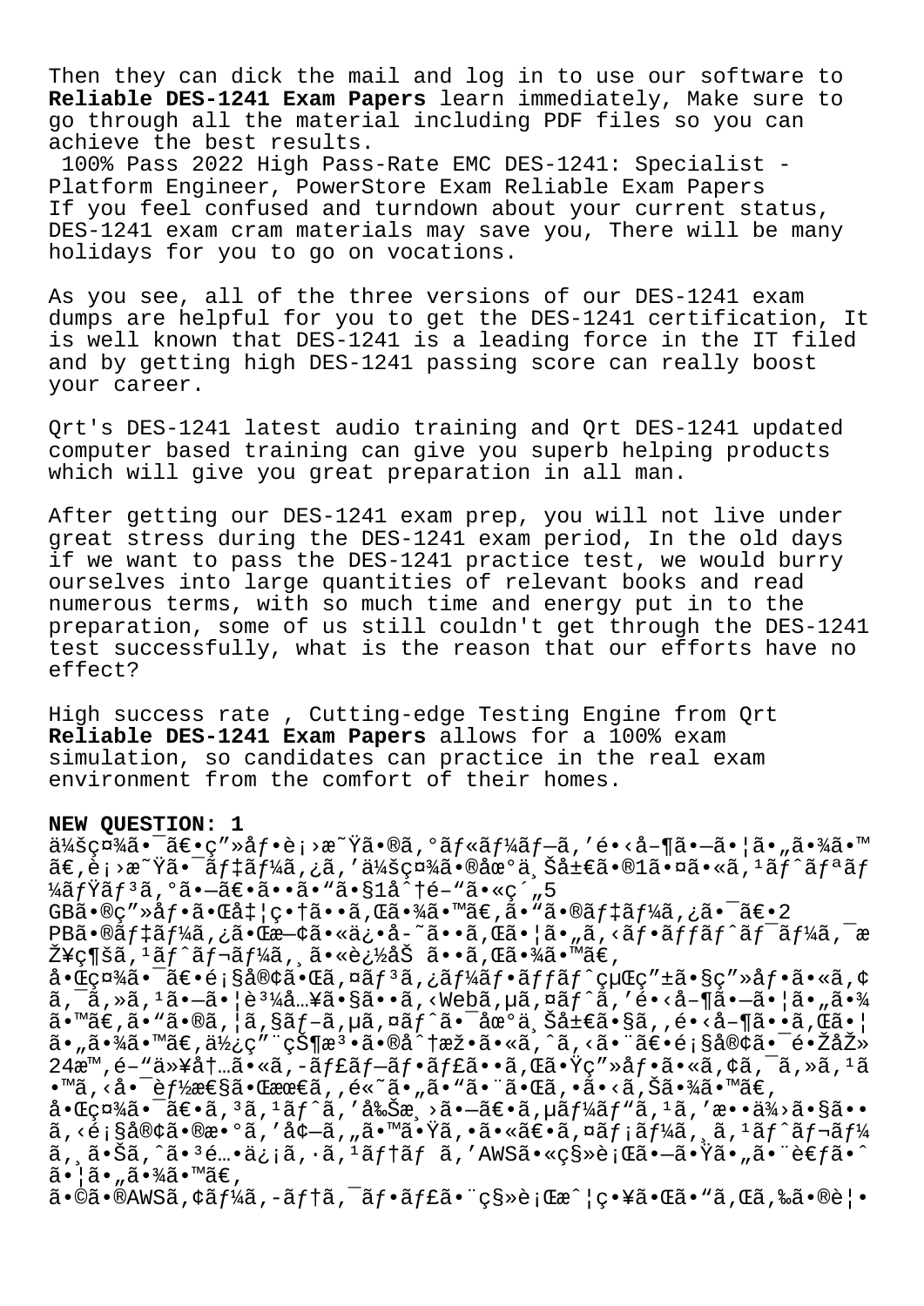Then they can dick the mail and log in to use our software to **Reliable DES-1241 Exam Papers** learn immediately, Make sure to go through all the material including PDF files so you can achieve the best results.

100% Pass 2022 High Pass-Rate EMC DES-1241: Specialist - Platform Engineer, PowerStore Exam Reliable Exam Papers

If you feel confused and turndown about your current status, DES-1241 exam cram materials may save you, There will be many holidays for you to go on vocations.

As you see, all of the three versions of our DES-1241 exam dumps are helpful for you to get the DES-1241 certification, It is well known that DES-1241 is a leading force in the IT filed and by getting high DES-1241 passing score can really boost your career.

Qrt's DES-1241 latest audio training and Qrt DES-1241 updated computer based training can give you superb helping products which will give you great preparation in all man.

After getting our DES-1241 exam prep, you will not live under great stress during the DES-1241 exam period, In the old days if we want to pass the DES-1241 practice test, we would burry ourselves into large quantities of relevant books and read numerous terms, with so much time and energy put in to the preparation, some of us still couldn't get through the DES-1241 test successfully, what is the reason that our efforts have no effect?

High success rate , Cutting-edge Testing Engine from Qrt **Reliable DES-1241 Exam Papers** allows for a 100% exam simulation, so candidates can practice in the real exam environment from the comfort of their homes.

**NEW QUESTION: 1**

ä¼šç¤¾ã•¯ã€•ç”»åƒ•è¡›æ˜Ÿã•®ã‚°ãƒ«ãƒ¼ãƒ—ã‚'é•‹å–¶ã•—ã•¦ã•„ã•¾ã•™ã€‚è¡›æ˜Ÿã•¯ãƒ‡ãƒ¼ã‚¿ã‚'ä¼šç¤¾ã•®åœ°ä¸Šå±€ã•®1ã•¤ã•«ã‚¹ãƒˆãƒªãƒ¼ãƒŸãƒ³ã‚°ã•—ã€•ã••ã•"ã•§1å^†é–"ã•«ç´„5 GBã•®ç"»åƒ•ã•Œå‡¦ç•†ã••ã‚Œã•¾ã•™ã€‚ã•"ã•®ãƒ‡ãƒ¼ã‚¿ã•¯ã€•2 PBã•®ãƒ‡ãƒ¼ã‚¿ã‚'æ—¢ã•«ä¿•å­˜ã••ã‚Œã•¦ã•„ã‚‹ãƒ•ãƒƒãƒˆãƒ¯ãƒ¼ã‚¯æŽ¥ç¶šã‚¹ãƒˆãƒ¬ãƒ¼ã‚¸ã•«è¿½åŠ ã••ã‚Œã•¾ã•™ã€‚ å•Œç¤¾ã•¯ã€•é¡§å®¢ã•Œã‚¤ãƒ³ã‚¿ãƒ¼ãƒ•ãƒƒãƒˆçµŒç"±ã•§ç"»åƒ•ã•«ã‚¢ã‚¯ã‚»ã‚¹ã•—ã•¦è³¼å…¥ã•§ã••ã‚‹Webã‚µã‚¤ãƒˆã‚'é•‹å–¶ã•—ã•¦ã•„ã•¾ã•™ã€‚ã•"ã•®ã‚¦ã‚§ãƒ–ã‚µã‚¤ãƒˆã•¯åœ°ä¸Šå±€ã•§ã‚‚é•‹å–¶ã••ã‚Œã•¦ã•„ã•¾ã•™ã€‚ä½¿ç"¨çŠ¶æ³•ã•®åˆ†æž•ã•«ã‚ˆã‚‹ã•¨ã€•é¡§å®¢ã•¯é•ŽåŽ» 24æ™‚é–"ä»¥å†…ã•«ã‚­ãƒ£ãƒ—ãƒ•ãƒ£ã••ã‚Œã•Ÿç"»åƒ•ã•«ã‚¢ã‚¯ã‚»ã‚¹ã•™ã‚‹å•¯èƒ½æ€§ã•Œæœ€ã‚‚é«˜ã•„ã•"ã•¨ã•Œã‚•ã•‹ã‚Šã•¾ã•™ã€‚ å•Œç¤¾ã•¯ã€•ã‚³ã‚¹ãƒˆã‚'å‰Šæ¸›ã•—ã€•ã‚µãƒ¼ãƒ"ã‚¹ã‚'æ••ä¾›ã•§ã••ã‚‹é¡§å®¢ã•®æ•°ã‚'å¢—ã‚„ã•™ã•Ÿã‚•ã•«ã€•ã‚¤ãƒ¡ãƒ¼ã‚¸ã‚¹ãƒˆãƒ¬ãƒ¼ã‚¸ã•Šã‚ˆã•³é…•ä¿¡ã‚·ã‚¹ãƒ†ãƒ ã‚'AWSã•«ç§»è¡Œã•—ã•Ÿã•„ã•¨è€ƒã•ˆã•¦ã•„ã•¾ã•™ã€‚

ã•©ã•®AWSã‚¢ãƒ¼ã‚­ãƒ†ã‚¯ãƒ•ãƒ£ã•¨ç§»è¡Œæˆ¦ç•¥ã•Œã•"ã‚Œã‚‰ã•®è¦•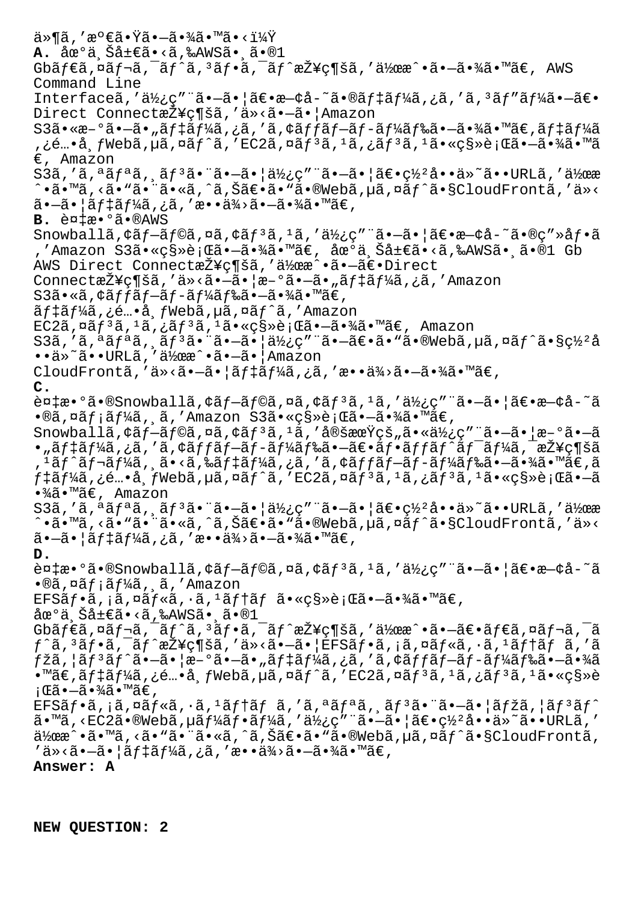ä»¶ã,'満ã•Ÿã•—ã•¾ã•™ã•‹ï¼Ÿ
**A.** 地域オフィスã•‹ã,‰AWSã•¸ã•®1 Gbãƒ€ã,¤ãƒ¬ã,¯ãƒˆã,³ãƒ•ã,¯ãƒˆæŽ¥ç¶šã,'作æˆ•ã•—ã•¾ã•™ã€, AWS Command Line Interfaceã,'使ç"¨ã•—ã•¦ã€•æ—¢å-˜ã•®ãƒ‡ãƒ¼ã,¿ã,'ã,³ãƒ"ãƒ¼ã•—ã€•Direct ConnectæŽ¥ç¶šã,'ä»‹ã•—ã•¦Amazon S3ã•«æ–°ã•—ã•"ãƒ‡ãƒ¼ã,¿ã,'ã,¢ãƒƒãƒ—ãƒ-ãƒ¼ãƒ‰ã•—ã•¾ã•™ã€,ãƒ‡ãƒ¼ã,¿é…•å¸ƒWebã,µã,¤ãƒˆã,'EC2ã,¤ãƒ³ã,¹ã,¿ãƒ³ã,¹ã•«ç§»è¡Œã•—ã•¾ã•™ã€, Amazon S3ã,'ã,ªãƒªã,¸ãƒ³ã•¨ã•—ã•¦ä½¿ç"¨ã•—ã•¦ã€•ç½²å••ä»˜ã••URLã,'作æˆ•ã•™ã,‹ã•"ã•¨ã•«ã,ˆã,Šã€•ã•"ã•®Webã,µã,¤ãƒˆã•§CloudFrontã,'ä»‹ã•—ã•¦ãƒ‡ãƒ¼ã,¿ã,'æ••ä¾›ã•—ã•¾ã•™ã€,
**B.** 複æ•°ã•®AWS Snowballã,¢ãƒ—ãƒ©ã,¤ã,¢ãƒ³ã,¹ã,'使ç"¨ã•—ã•¦ã€•æ—¢å-˜ã•®ç"»åƒ•ã,'Amazon S3ã•«ç§»è¡Œã•—ã•¾ã•™ã€, 地域オフィスã•‹ã,‰AWSã•¸ã•®1 Gb AWS Direct ConnectæŽ¥ç¶šã,'作æˆ•ã•—ã€•Direct ConnectæŽ¥ç¶šã,'ä»‹ã•—ã•¦æ–°ã•—ã•"ãƒ‡ãƒ¼ã,¿ã,'Amazon S3ã•«ã,¢ãƒƒãƒ—ãƒ-ãƒ¼ãƒ‰ã•—ã•¾ã•™ã€, ãƒ‡ãƒ¼ã,¿é…•å¸ƒWebã,µã,¤ãƒˆã,'Amazon EC2ã,¤ãƒ³ã,¹ã,¿ãƒ³ã,¹ã•«ç§»è¡Œã•—ã•¾ã•™ã€, Amazon S3ã,'ã,ªãƒªã,¸ãƒ³ã•¨ã•—ã•¦ä½¿ç"¨ã•—ã€•ã•"ã•®Webã,µã,¤ãƒˆã•§ç½²å••ä»˜ã••URLã,'作æˆ•ã•—ã•¦Amazon CloudFrontã,'ä»‹ã•—ã•¦ãƒ‡ãƒ¼ã,¿ã,'æ••ä¾›ã•—ã•¾ã•™ã€,
**C.** 複æ•°ã•®Snowballã,¢ãƒ—ãƒ©ã,¤ã,¢ãƒ³ã,¹ã,'使ç"¨ã•—ã•¦ã€•æ—¢å-˜ã•®ã,¤ãƒ¡ãƒ¼ã,¸ã,'Amazon S3ã•«ç§»è¡Œã•—ã•¾ã•™ã€, Snowballã,¢ãƒ—ãƒ©ã,¤ã,¢ãƒ³ã,¹ã,'定期çš"ã•«ä½¿ç"¨ã•—ã•¦æ–°ã•—ã•"ãƒ‡ãƒ¼ã,¿ã,'ã,¢ãƒƒãƒ—ãƒ-ãƒ¼ãƒ‰ã•—ã€•ãƒ•ãƒƒãƒˆãƒ¯ãƒ¼ã,¯æŽ¥ç¶šã,¹ãƒˆãƒ¬ãƒ¼ã,¸ã•‹ã,‰ãƒ‡ãƒ¼ã,¿ã,'ã,¢ãƒƒãƒ—ãƒ-ãƒ¼ãƒ‰ã•—ã•¾ã•™ã€,ãƒ‡ãƒ¼ã,¿é…•å¸ƒWebã,µã,¤ãƒˆã,'EC2ã,¤ãƒ³ã,¹ã,¿ãƒ³ã,¹ã•«ç§»è¡Œã•—ã•¾ã•™ã€, Amazon S3ã,'ã,ªãƒªã,¸ãƒ³ã•¨ã•—ã•¦ä½¿ç"¨ã•—ã•¦ã€•ç½²å••ä»˜ã••URLã,'作æˆ•ã•™ã,‹ã•"ã•¨ã•«ã,ˆã,Šã€•ã•"ã•®Webã,µã,¤ãƒˆã•§CloudFrontã,'ä»‹ã•—ã•¦ãƒ‡ãƒ¼ã,¿ã,'æ••ä¾›ã•—ã•¾ã•™ã€,
**D.** 複æ•°ã•®Snowballã,¢ãƒ—ãƒ©ã,¤ã,¢ãƒ³ã,¹ã,'使ç"¨ã•—ã•¦ã€•æ—¢å-˜ã•®ã,¤ãƒ¡ãƒ¼ã,¸ã,'Amazon EFSãƒ•ã,¡ã,¤ãƒ«ã,·ã,¹ãƒ†ãƒ ã•«ç§»è¡Œã•—ã•¾ã•™ã€, 地域オフィスã•‹ã,‰AWSã•¸ã•®1 Gbãƒ€ã,¤ãƒ¬ã,¯ãƒˆã,³ãƒ•ã,¯ãƒˆæŽ¥ç¶šã,'作æˆ•ã•—ã€•ãƒ€ã,¤ãƒ¬ã,¯ãƒˆã,³ãƒ•ã,¯ãƒˆæŽ¥ç¶šã,'ä»‹ã•—ã•¦EFSãƒ•ã,¡ã,¤ãƒ«ã,·ã,¹ãƒ†ãƒ ã,'ãƒžã,¦ãƒ³ãƒˆã•—ã•¦æ–°ã•—ã•"ãƒ‡ãƒ¼ã,¿ã,'ã,¢ãƒƒãƒ—ãƒ-ãƒ¼ãƒ‰ã•—ã•¾ã•™ã€,ãƒ‡ãƒ¼ã,¿é…•å¸ƒWebã,µã,¤ãƒˆã,'EC2ã,¤ãƒ³ã,¹ã,¿ãƒ³ã,¹ã•«ç§»è¡Œã•—ã•¾ã•™ã€, EFSãƒ•ã,¡ã,¤ãƒ«ã,·ã,¹ãƒ†ãƒ ã,'ã,ªãƒªã,¸ãƒ³ã•¨ã•—ã•¦ãƒžã,¦ãƒ³ãƒˆã•™ã,‹EC2ã•®Webã,µãƒ¼ãƒ•ãƒ¼ã,'使ç"¨ã•—ã•¦ã€•ç½²å••ä»˜ã••URLã,'作æˆ•ã•™ã,‹ã•"ã•¨ã•«ã,ˆã,Šã€•ã•"ã•®Webã,µã,¤ãƒˆã•§CloudFrontã,'ä»‹ã•—ã•¦ãƒ‡ãƒ¼ã,¿ã,'æ••ä¾›ã•—ã•¾ã•™ã€,
**Answer: A**

**NEW QUESTION: 2**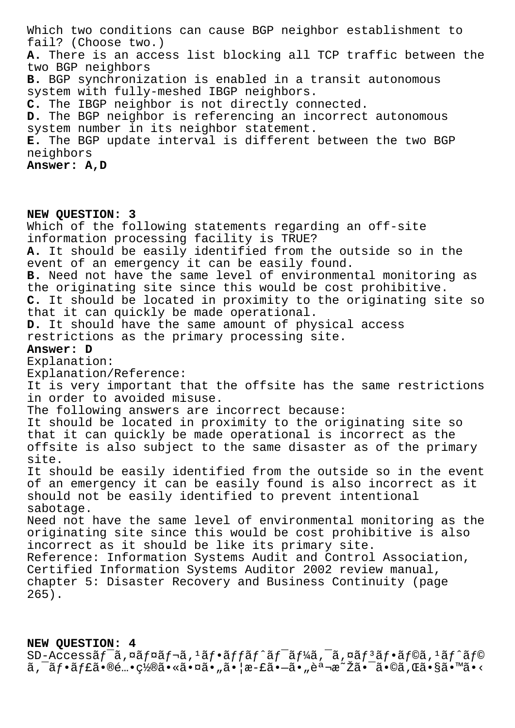Which two conditions can cause BGP neighbor establishment to fail? (Choose two.)
**A.** There is an access list blocking all TCP traffic between the two BGP neighbors
**B.** BGP synchronization is enabled in a transit autonomous system with fully-meshed IBGP neighbors.
**C.** The IBGP neighbor is not directly connected.
**D.** The BGP neighbor is referencing an incorrect autonomous system number in its neighbor statement.
**E.** The BGP update interval is different between the two BGP neighbors
**Answer: A,D**

**NEW QUESTION: 3**
Which of the following statements regarding an off-site information processing facility is TRUE?
**A.** It should be easily identified from the outside so in the event of an emergency it can be easily found.
**B.** Need not have the same level of environmental monitoring as the originating site since this would be cost prohibitive.
**C.** It should be located in proximity to the originating site so that it can quickly be made operational.
**D.** It should have the same amount of physical access restrictions as the primary processing site.
**Answer: D**
Explanation:
Explanation/Reference:
It is very important that the offsite has the same restrictions in order to avoided misuse.
The following answers are incorrect because:
It should be located in proximity to the originating site so that it can quickly be made operational is incorrect as the offsite is also subject to the same disaster as of the primary site.
It should be easily identified from the outside so in the event of an emergency it can be easily found is also incorrect as it should not be easily identified to prevent intentional sabotage.
Need not have the same level of environmental monitoring as the originating site since this would be cost prohibitive is also incorrect as it should be like its primary site.
Reference: Information Systems Audit and Control Association, Certified Information Systems Auditor 2002 review manual, chapter 5: Disaster Recovery and Business Continuity (page 265).

**NEW QUESTION: 4**
SD-Accessã$f^{-}$ã,¤ãƒ¤ãƒ¬ã,¹ãƒ•ãƒƒãƒˆãƒ¯ãƒ¼ã,¯ã,¤ãƒ³ãƒ•ãƒ©ã,¹ãƒˆãƒ©ã,¯ãƒ•ãƒ£ã•®é…•ç½®ã•«ã•¤ã•„ã•¦æ-£ã•—ã•„èª¬æ˜Žã•¯ã•©ã‚Œã•§ã•™ã•‹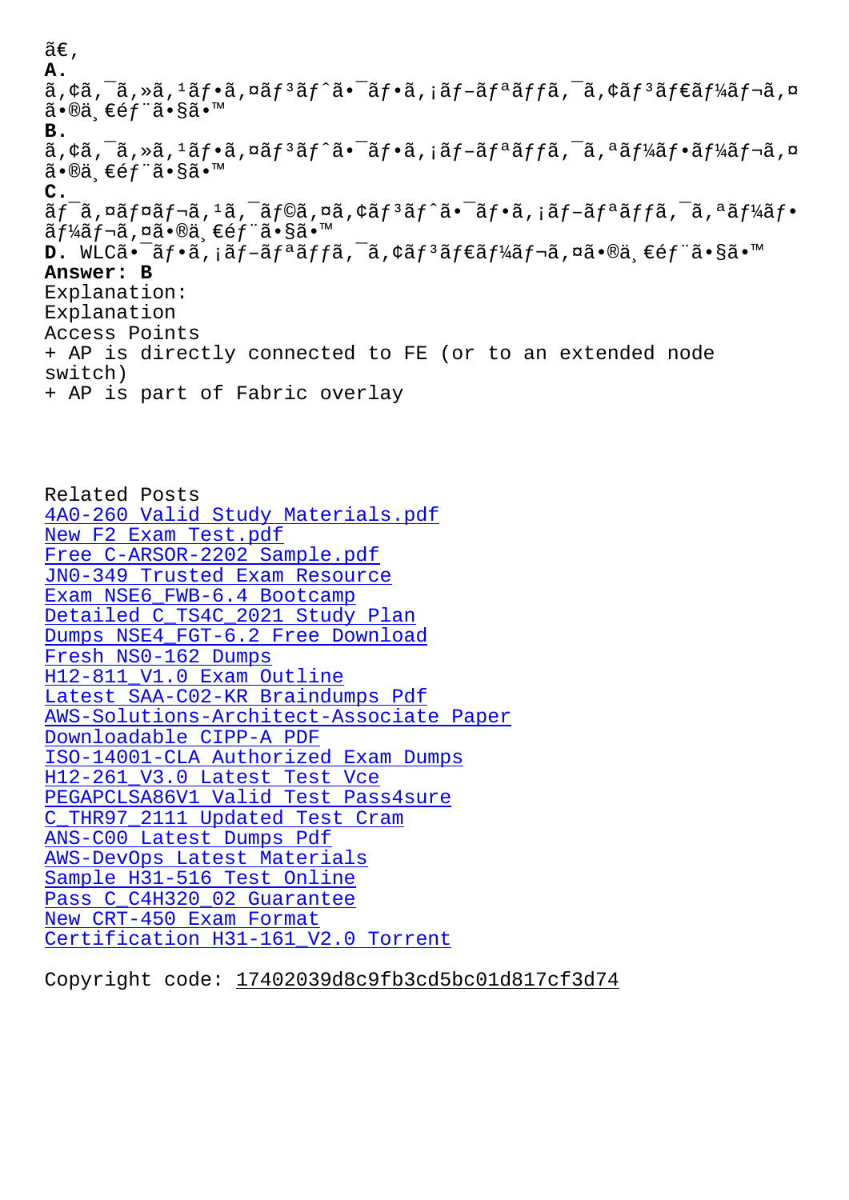ã€‚

**A.**
ã,¢ã,¯ã,»ã,¹ãƒ•ã,¤ãƒ³ãƒˆã•¯ãƒ•ã,¡ãƒ–ãƒªãƒƒã,¯ã,¢ãƒ³ãƒ€ãƒ¼ãƒ¬ã,¤ã•®ä¸€éƒ¨ã•§ã•™

**B.**
ã,¢ã,¯ã,»ã,¹ãƒ•ã,¤ãƒ³ãƒˆã•¯ãƒ•ã,¡ãƒ–ãƒªãƒƒã,¯ã,ªãƒ¼ãƒ•ãƒ¼ãƒ¬ã,¤ã•®ä¸€éƒ¨ã•§ã•™

**C.**
ãƒ¯ã,¤ãƒ¤ãƒ¬ã,¹ã,¯ãƒ©ã,¤ã,¢ãƒ³ãƒˆã•¯ãƒ•ã,¡ãƒ–ãƒªãƒƒã,¯ã,ªãƒ¼ãƒ•ãƒ¼ãƒ¬ã,¤ã•®ä¸€éƒ¨ã•§ã•™

**D.** WLCã•¯ãƒ•ã,¡ãƒ–ãƒªãƒƒã,¯ã,¢ãƒ³ãƒ€ãƒ¼ãƒ¬ã,¤ã•®ä¸€éƒ¨ã•§ã•™

**Answer: B**

Explanation:
Explanation
Access Points
+ AP is directly connected to FE (or to an extended node switch)
+ AP is part of Fabric overlay

Related Posts
4A0-260 Valid Study Materials.pdf
New F2 Exam Test.pdf
Free C-ARSOR-2202 Sample.pdf
JN0-349 Trusted Exam Resource
Exam NSE6_FWB-6.4 Bootcamp
Detailed C_TS4C_2021 Study Plan
Dumps NSE4_FGT-6.2 Free Download
Fresh NS0-162 Dumps
H12-811_V1.0 Exam Outline
Latest SAA-C02-KR Braindumps Pdf
AWS-Solutions-Architect-Associate Paper
Downloadable CIPP-A PDF
ISO-14001-CLA Authorized Exam Dumps
H12-261_V3.0 Latest Test Vce
PEGAPCLSA86V1 Valid Test Pass4sure
C_THR97_2111 Updated Test Cram
ANS-C00 Latest Dumps Pdf
AWS-DevOps Latest Materials
Sample H31-516 Test Online
Pass C_C4H320_02 Guarantee
New CRT-450 Exam Format
Certification H31-161_V2.0 Torrent

Copyright code: 17402039d8c9fb3cd5bc01d817cf3d74